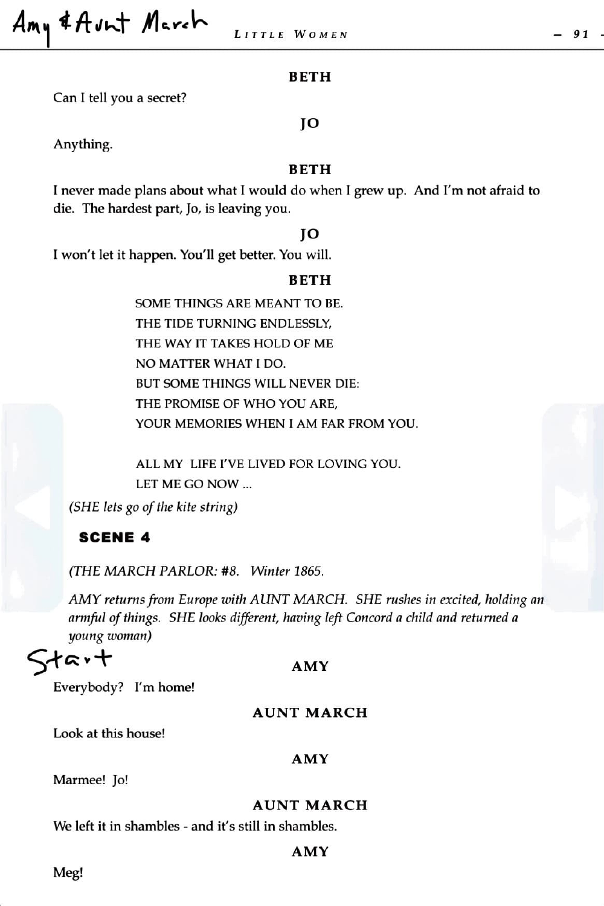**BETH**

Can I tell you a secret?

**JO**

Anything.

**BETH**

I never made plans about what I would do when I grew up. And I'm not afraid to die. The hardest part, Jo, is leaving you.

**JO**

I won't let it happen. You'll get better. You will.

**BETH**

SOME THINGS ARE MEANT TO BE.
THE TIDE TURNING ENDLESSLY,
THE WAY IT TAKES HOLD OF ME
NO MATTER WHAT I DO.
BUT SOME THINGS WILL NEVER DIE:
THE PROMISE OF WHO YOU ARE,
YOUR MEMORIES WHEN I AM FAR FROM YOU.

ALL MY LIFE I'VE LIVED FOR LOVING YOU.
LET ME GO NOW ...

*(SHE lets go of the kite string)*

## SCENE 4

*(THE MARCH PARLOR: #8. Winter 1865.*

*AMY returns from Europe with AUNT MARCH. SHE rushes in excited, holding an armful of things. SHE looks different, having left Concord a child and returned a young woman)*

Start

**AMY**

Everybody? I'm home!

**AUNT MARCH**

Look at this house!

**AMY**

Marmee! Jo!

**AUNT MARCH**

We left it in shambles - and it's still in shambles.

**AMY**

Meg!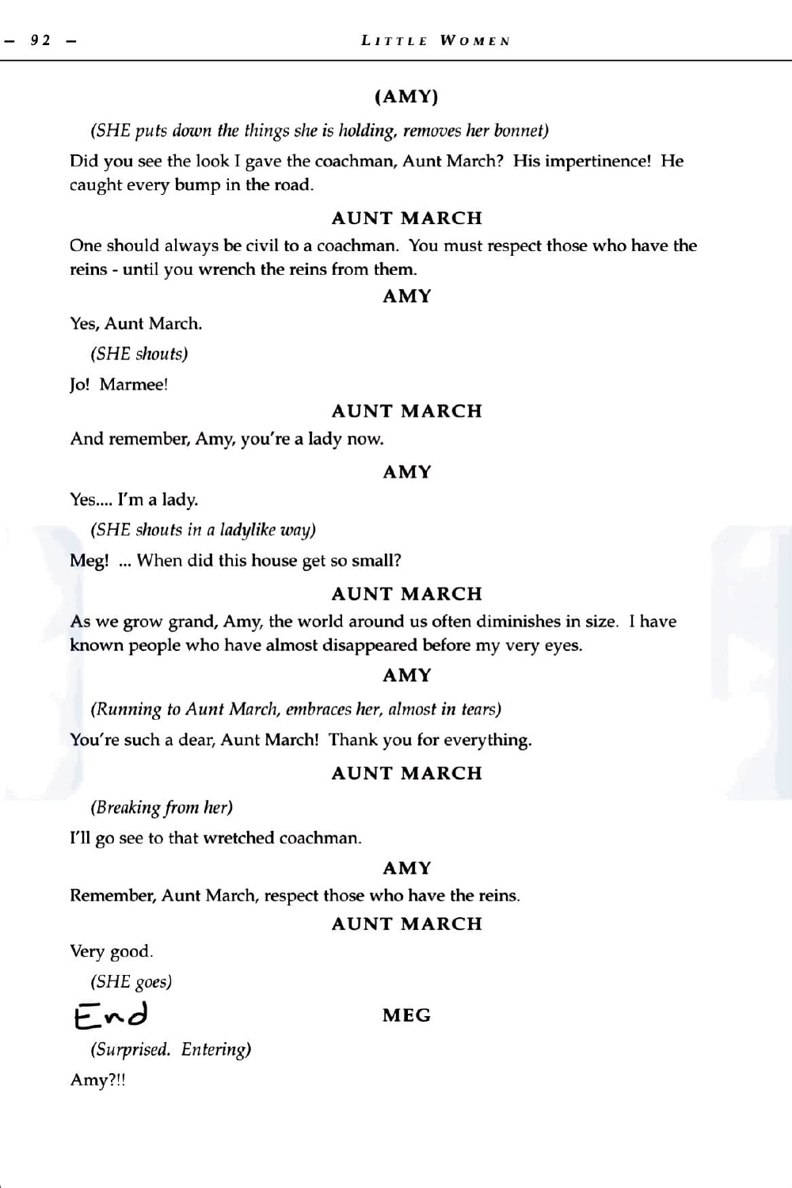**(AMY)**

*(SHE puts down the things she is holding, removes her bonnet)*

Did you see the look I gave the coachman, Aunt March? His impertinence! He caught every bump in the road.

**AUNT MARCH**

One should always be civil to a coachman. You must respect those who have the reins - until you wrench the reins from them.

**AMY**

Yes, Aunt March.

*(SHE shouts)*

Jo! Marmee!

**AUNT MARCH**

And remember, Amy, you're a lady now.

**AMY**

Yes.... I'm a lady.

*(SHE shouts in a ladylike way)*

Meg! ... When did this house get so small?

**AUNT MARCH**

As we grow grand, Amy, the world around us often diminishes in size. I have known people who have almost disappeared before my very eyes.

**AMY**

*(Running to Aunt March, embraces her, almost in tears)*

You're such a dear, Aunt March! Thank you for everything.

**AUNT MARCH**

*(Breaking from her)*

I'll go see to that wretched coachman.

**AMY**

Remember, Aunt March, respect those who have the reins.

**AUNT MARCH**

Very good.

*(SHE goes)*

End

**MEG**

*(Surprised. Entering)*

Amy?!!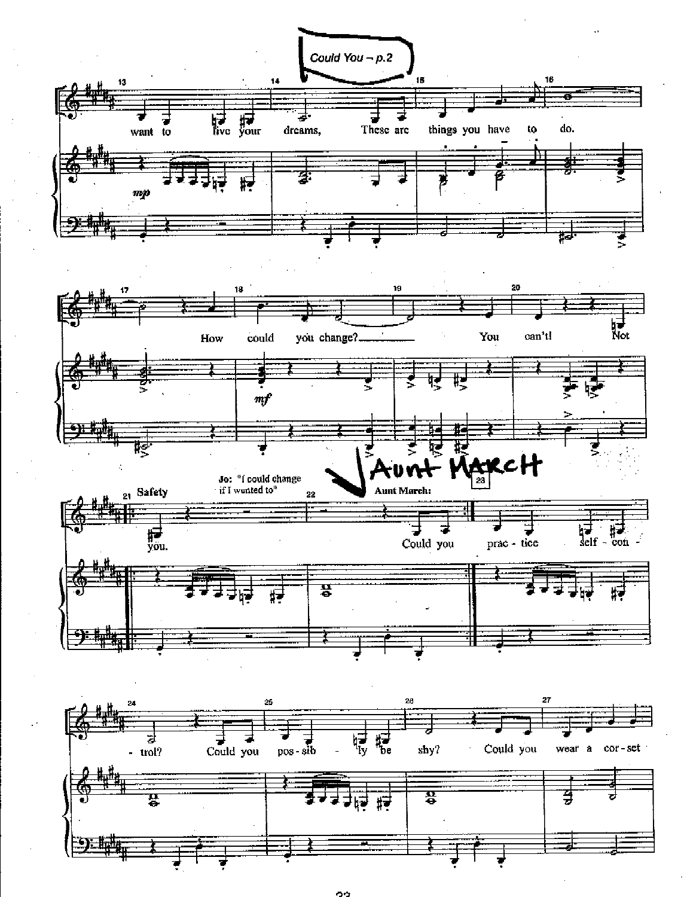Could You – p.2

want to live your dreams, These are things you have to do.

How could you change? You can't! Not

Safety

Jo: "I could change if I wanted to"

AUNT MARCH

Aunt March:

you. Could you prac - tice self - con -

- trol? Could you pos - sib - ly be shy? Could you wear a cor - set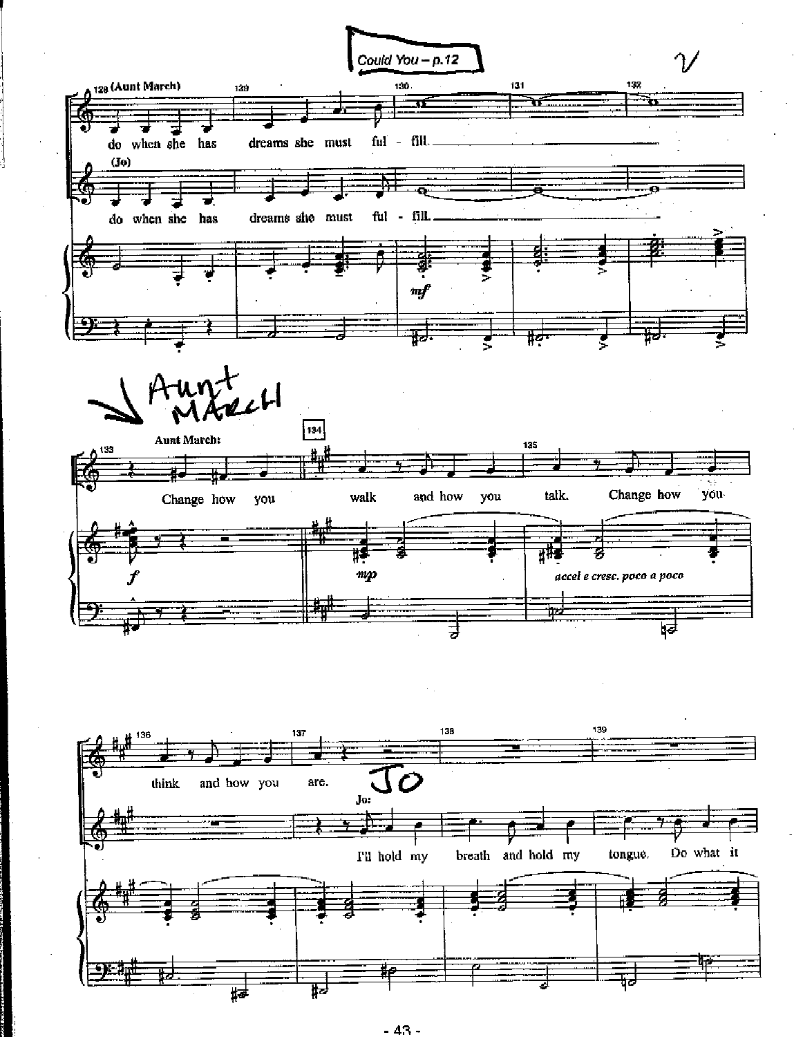Could You – p.12

(Aunt March)

do when she has dreams she must ful - fill.

(Jo)

do when she has dreams she must ful - fill.

*mf*

Aunt MARCH

Aunt March:

Change how you walk and how you talk. Change how you

*f*

*mp*

*accel e cresc. poco a poco*

think and how you are.

JO

Jo:

I'll hold my breath and hold my tongue. Do what it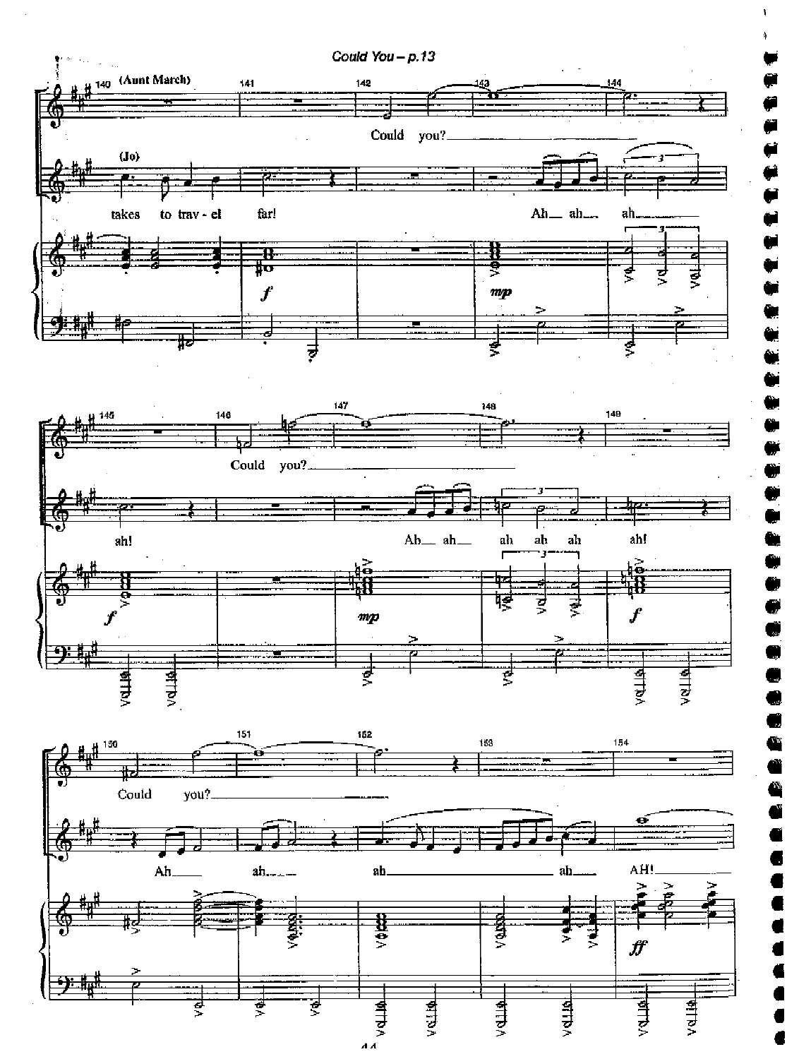(Aunt March)

Could you?

(Jo)

takes to trav - el far!

Ah ah ah

ah!

Could you?

Ah ah ah ah ah ah!

Could you?

Ah ah ah ah AH!

*f* *mp* *f* *mp* *f* *ff*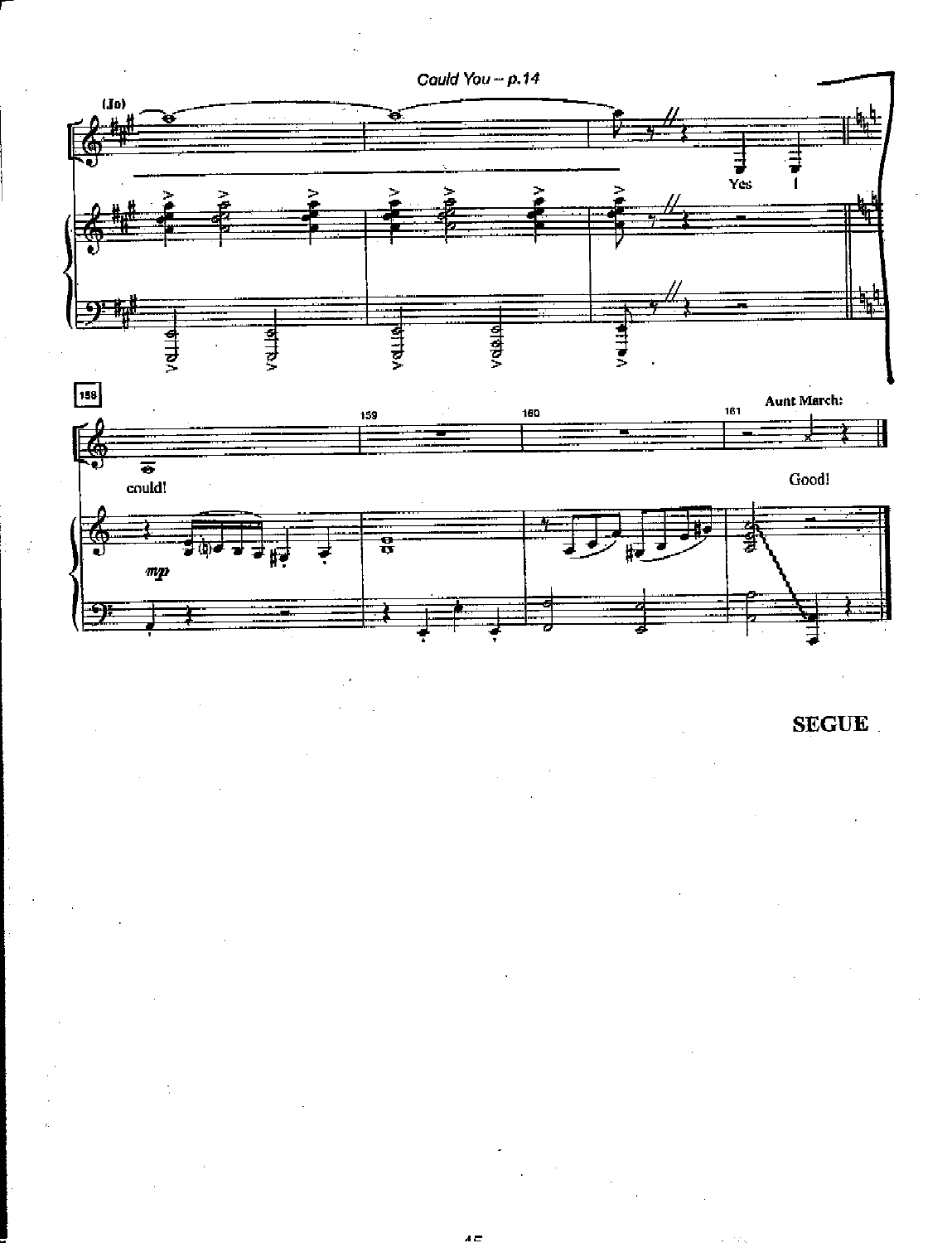(Jo)

Yes I

158

could!

*mp*

159

160

161

Aunt March:

Good!

**SEGUE**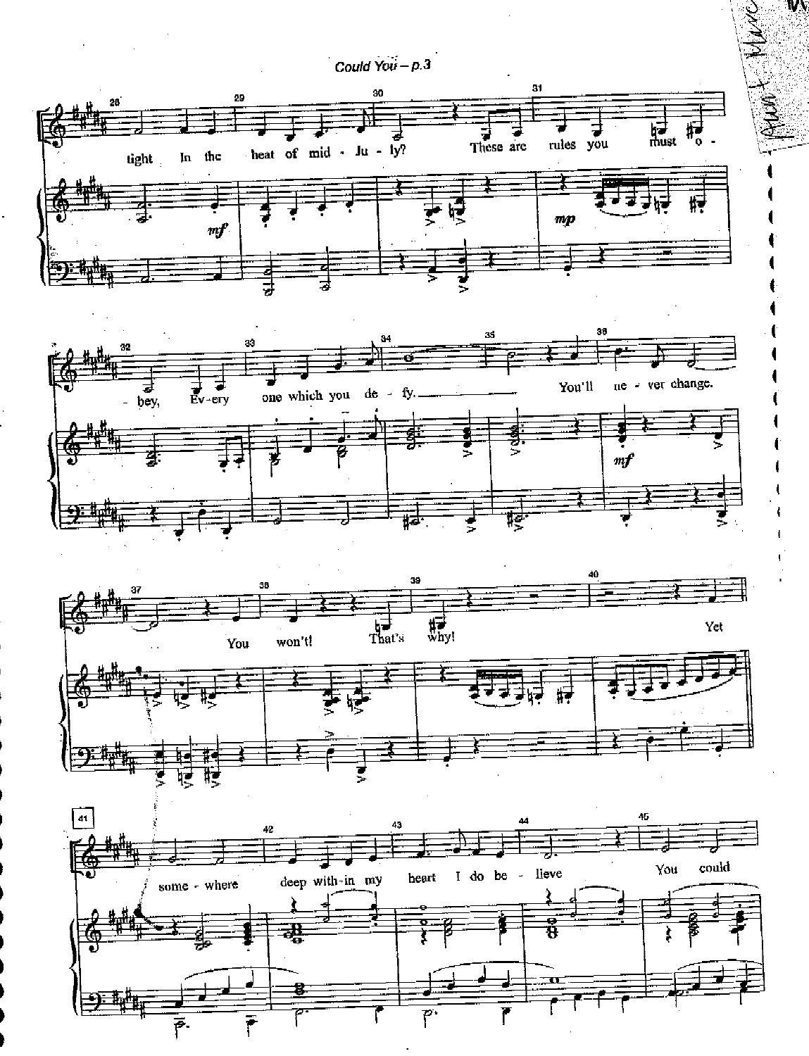tight In the heat of mid - Ju - ly? These are rules you must o - bey, Ev - ery one which you de - fy. You'll ne - ver change. You won't! That's why! Yet some - where deep with - in my heart I do be - lieve You could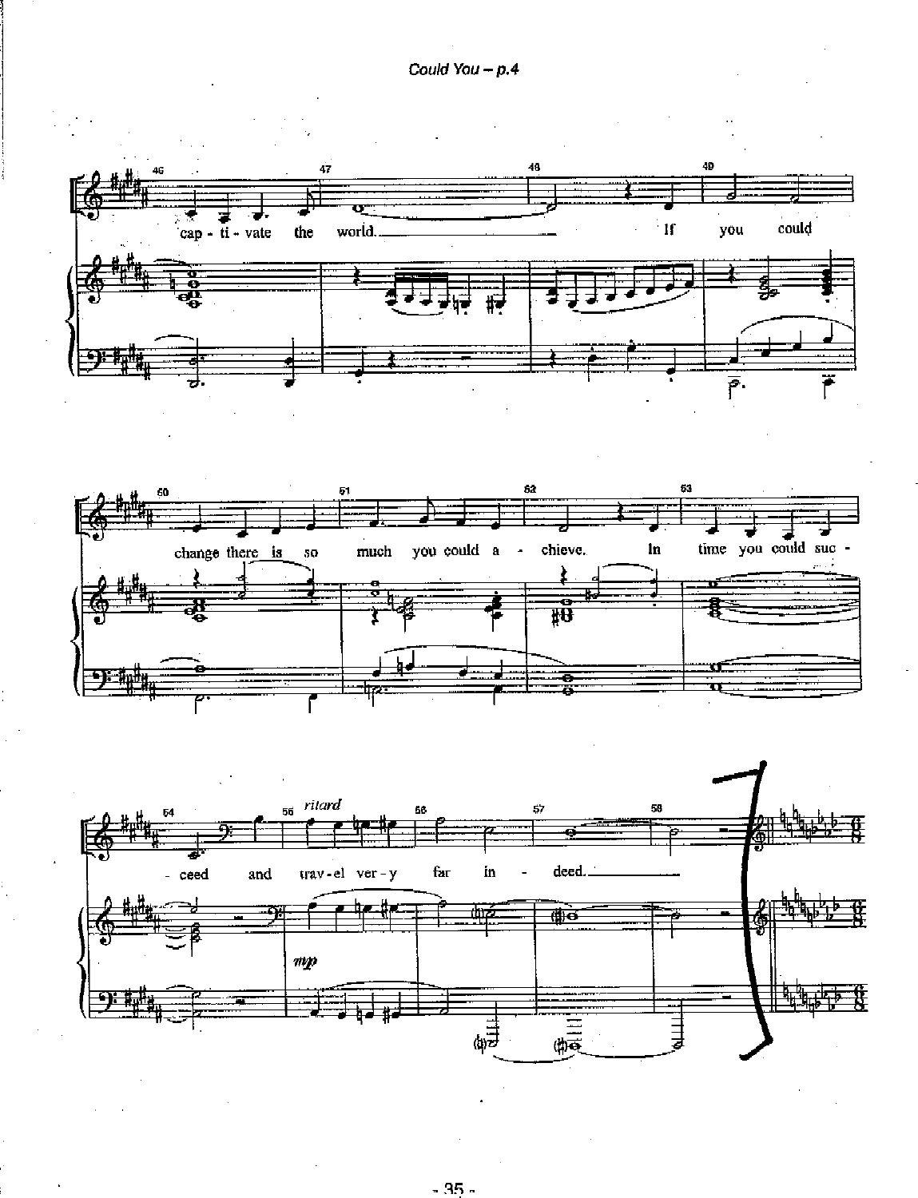cap - ti - vate the world. If you could

change there is so much you could a - chieve. In time you could suc -

- ceed and trav - el ver - y far in - deed.

*ritard*

*mp*